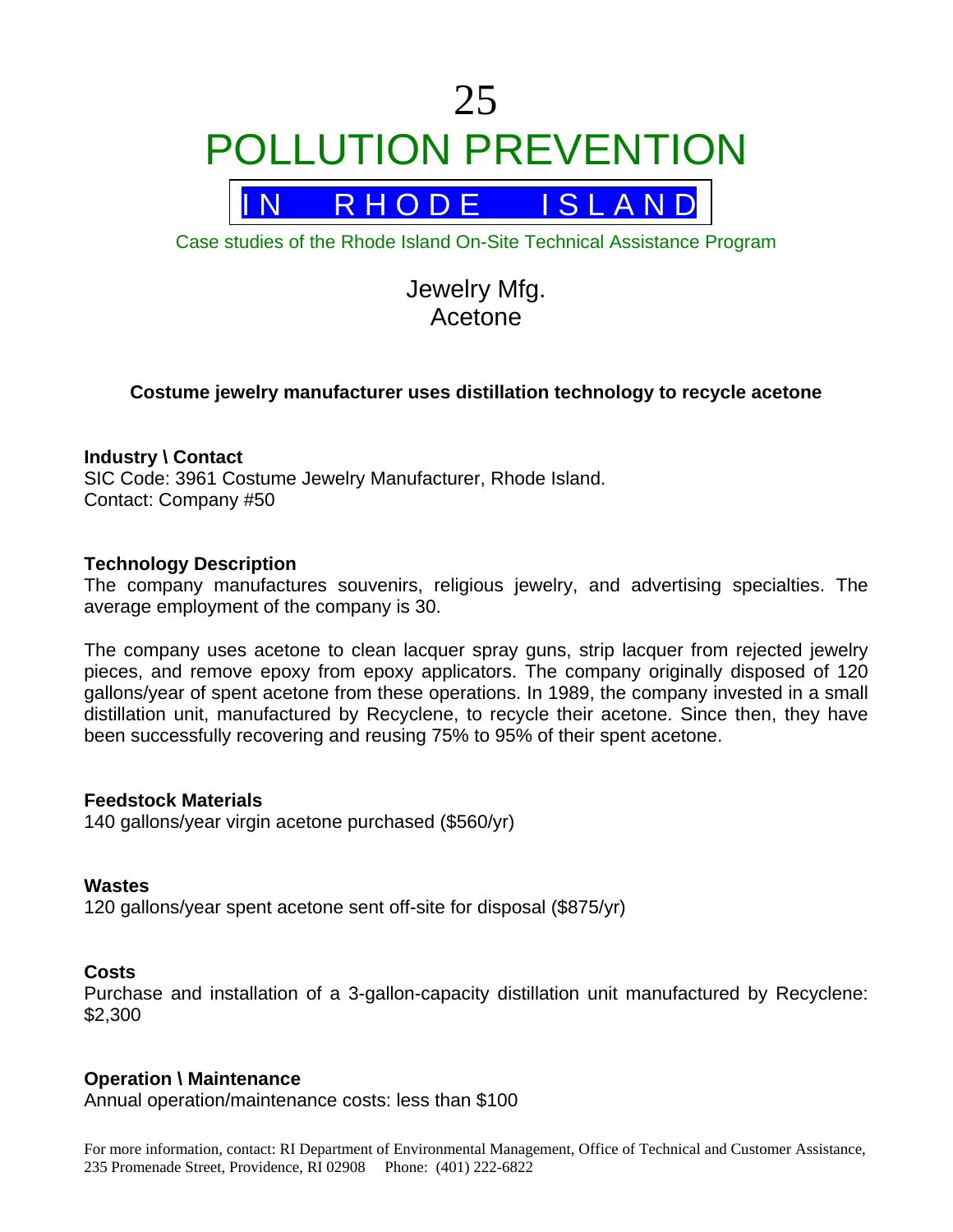# 25 POLLUTION PREVENTION

## IN RHODE ISLAND

Case studies of the Rhode Island On-Site Technical Assistance Program

## Jewelry Mfg.
## Acetone

**Costume jewelry manufacturer uses distillation technology to recycle acetone**

**Industry \ Contact**
SIC Code: 3961 Costume Jewelry Manufacturer, Rhode Island.
Contact: Company #50

**Technology Description**
The company manufactures souvenirs, religious jewelry, and advertising specialties. The average employment of the company is 30.

The company uses acetone to clean lacquer spray guns, strip lacquer from rejected jewelry pieces, and remove epoxy from epoxy applicators. The company originally disposed of 120 gallons/year of spent acetone from these operations. In 1989, the company invested in a small distillation unit, manufactured by Recyclene, to recycle their acetone. Since then, they have been successfully recovering and reusing 75% to 95% of their spent acetone.

**Feedstock Materials**
140 gallons/year virgin acetone purchased ($560/yr)

**Wastes**
120 gallons/year spent acetone sent off-site for disposal ($875/yr)

**Costs**
Purchase and installation of a 3-gallon-capacity distillation unit manufactured by Recyclene: $2,300

**Operation \ Maintenance**
Annual operation/maintenance costs: less than $100

For more information, contact: RI Department of Environmental Management, Office of Technical and Customer Assistance, 235 Promenade Street, Providence, RI 02908 Phone: (401) 222-6822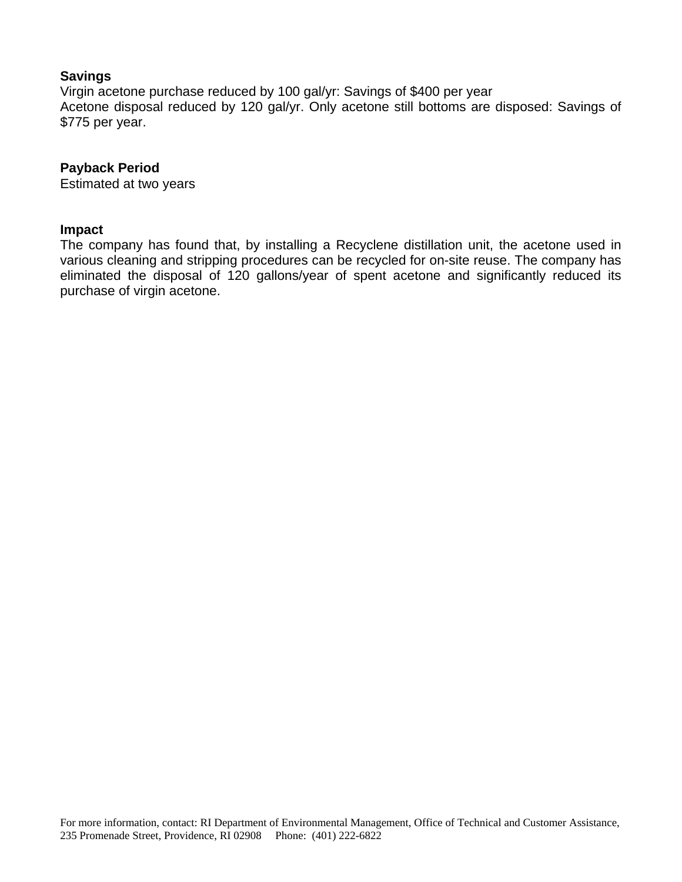**Savings**

Virgin acetone purchase reduced by 100 gal/yr: Savings of $400 per year
Acetone disposal reduced by 120 gal/yr. Only acetone still bottoms are disposed: Savings of $775 per year.

**Payback Period**

Estimated at two years

**Impact**

The company has found that, by installing a Recyclene distillation unit, the acetone used in various cleaning and stripping procedures can be recycled for on-site reuse. The company has eliminated the disposal of 120 gallons/year of spent acetone and significantly reduced its purchase of virgin acetone.

For more information, contact: RI Department of Environmental Management, Office of Technical and Customer Assistance, 235 Promenade Street, Providence, RI 02908 Phone: (401) 222-6822